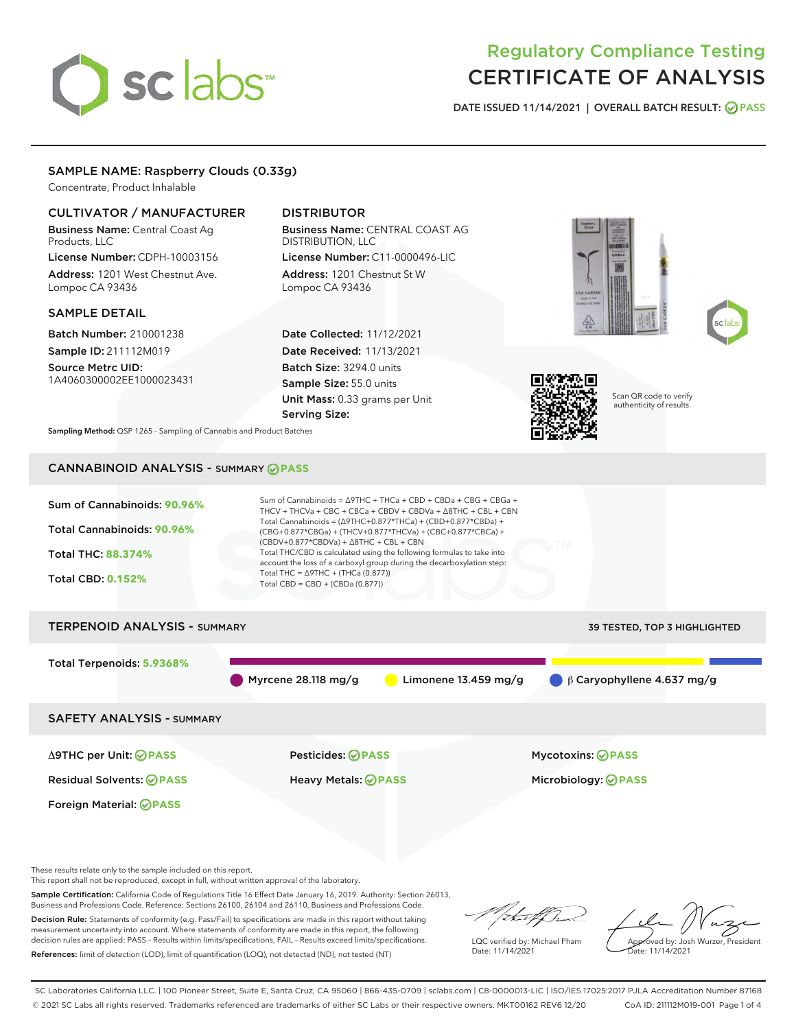# Regulatory Compliance Testing
# CERTIFICATE OF ANALYSIS

DATE ISSUED 11/14/2021 | OVERALL BATCH RESULT: PASS

## SAMPLE NAME: Raspberry Clouds (0.33g)

Concentrate, Product Inhalable

### CULTIVATOR / MANUFACTURER

**Business Name:** Central Coast Ag Products, LLC

**License Number:** CDPH-10003156

**Address:** 1201 West Chestnut Ave. Lompoc CA 93436

### DISTRIBUTOR

**Business Name:** CENTRAL COAST AG DISTRIBUTION, LLC

**License Number:** C11-0000496-LIC

**Address:** 1201 Chestnut St W Lompoc CA 93436

### SAMPLE DETAIL

**Batch Number:** 210001238

**Sample ID:** 211112M019

**Source Metrc UID:** 1A4060300002EE1000023431

**Date Collected:** 11/12/2021

**Date Received:** 11/13/2021

**Batch Size:** 3294.0 units

**Sample Size:** 55.0 units

**Unit Mass:** 0.33 grams per Unit

**Serving Size:**

Scan QR code to verify authenticity of results.

**Sampling Method:** QSP 1265 - Sampling of Cannabis and Product Batches

## CANNABINOID ANALYSIS - SUMMARY PASS

Sum of Cannabinoids: **90.96%**

Total Cannabinoids: **90.96%**

Total THC: **88.374%**

Total CBD: **0.152%**

Sum of Cannabinoids = Δ9THC + THCa + CBD + CBDa + CBG + CBGa + THCV + THCVa + CBC + CBCa + CBDV + CBDVa + Δ8THC + CBL + CBN

Total Cannabinoids = (Δ9THC+0.877*THCa) + (CBD+0.877*CBDa) + (CBG+0.877*CBGa) + (THCV+0.877*THCVa) + (CBC+0.877*CBCa) + (CBDV+0.877*CBDVa) + Δ8THC + CBL + CBN

Total THC/CBD is calculated using the following formulas to take into account the loss of a carboxyl group during the decarboxylation step:

Total THC = Δ9THC + (THCa (0.877))

Total CBD = CBD + (CBDa (0.877))

## TERPENOID ANALYSIS - SUMMARY

39 TESTED, TOP 3 HIGHLIGHTED

Total Terpenoids: **5.9368%**

Myrcene 28.118 mg/g | Limonene 13.459 mg/g | β Caryophyllene 4.637 mg/g

## SAFETY ANALYSIS - SUMMARY

| | | |
|---|---|---|
| Δ9THC per Unit: PASS | Pesticides: PASS | Mycotoxins: PASS |
| Residual Solvents: PASS | Heavy Metals: PASS | Microbiology: PASS |
| Foreign Material: PASS | | |

These results relate only to the sample included on this report.
This report shall not be reproduced, except in full, without written approval of the laboratory.

**Sample Certification:** California Code of Regulations Title 16 Effect Date January 16, 2019. Authority: Section 26013, Business and Professions Code. Reference: Sections 26100, 26104 and 26110, Business and Professions Code.

**Decision Rule:** Statements of conformity (e.g. Pass/Fail) to specifications are made in this report without taking measurement uncertainty into account. Where statements of conformity are made in this report, the following decision rules are applied: PASS – Results within limits/specifications, FAIL – Results exceed limits/specifications.

**References:** limit of detection (LOD), limit of quantification (LOQ), not detected (ND), not tested (NT)

LQC verified by: Michael Pham
Date: 11/14/2021

Approved by: Josh Wurzer, President
Date: 11/14/2021

SC Laboratories California LLC. | 100 Pioneer Street, Suite E, Santa Cruz, CA 95060 | 866-435-0709 | sclabs.com | C8-0000013-LIC | ISO/IES 17025:2017 PJLA Accreditation Number 87168
© 2021 SC Labs all rights reserved. Trademarks referenced are trademarks of either SC Labs or their respective owners. MKT00162 REV6 12/20 CoA ID: 211112M019-001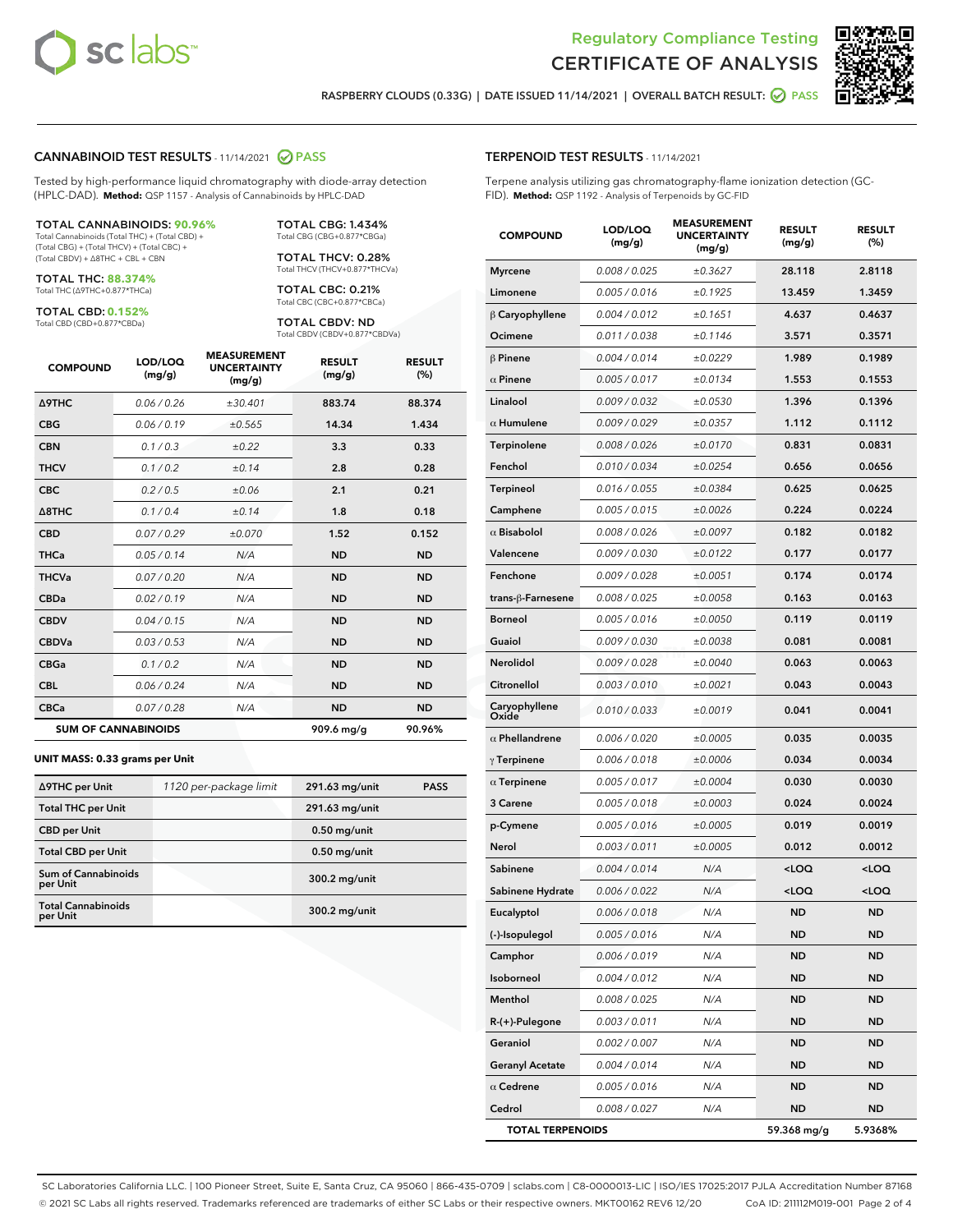Regulatory Compliance Testing
CERTIFICATE OF ANALYSIS

RASPBERRY CLOUDS (0.33G) | DATE ISSUED 11/14/2021 | OVERALL BATCH RESULT: PASS

## CANNABINOID TEST RESULTS - 11/14/2021 PASS

Tested by high-performance liquid chromatography with diode-array detection (HPLC-DAD). **Method:** QSP 1157 - Analysis of Cannabinoids by HPLC-DAD

**TOTAL CANNABINOIDS: 90.96%**
Total Cannabinoids (Total THC) + (Total CBD) + (Total CBG) + (Total THCV) + (Total CBC) + (Total CBDV) + Δ8THC + CBL + CBN

**TOTAL THC: 88.374%**
Total THC (Δ9THC+0.877*THCa)

**TOTAL CBD: 0.152%**
Total CBD (CBD+0.877*CBDa)

**TOTAL CBG: 1.434%**
Total CBG (CBG+0.877*CBGa)

**TOTAL THCV: 0.28%**
Total THCV (THCV+0.877*THCVa)

**TOTAL CBC: 0.21%**
Total CBC (CBC+0.877*CBCa)

**TOTAL CBDV: ND**
Total CBDV (CBDV+0.877*CBDVa)

| COMPOUND | LOD/LOQ (mg/g) | MEASUREMENT UNCERTAINTY (mg/g) | RESULT (mg/g) | RESULT (%) |
|---|---|---|---|---|
| Δ9THC | 0.06 / 0.26 | ±30.401 | 883.74 | 88.374 |
| CBG | 0.06 / 0.19 | ±0.565 | 14.34 | 1.434 |
| CBN | 0.1 / 0.3 | ±0.22 | 3.3 | 0.33 |
| THCV | 0.1 / 0.2 | ±0.14 | 2.8 | 0.28 |
| CBC | 0.2 / 0.5 | ±0.06 | 2.1 | 0.21 |
| Δ8THC | 0.1 / 0.4 | ±0.14 | 1.8 | 0.18 |
| CBD | 0.07 / 0.29 | ±0.070 | 1.52 | 0.152 |
| THCa | 0.05 / 0.14 | N/A | ND | ND |
| THCVa | 0.07 / 0.20 | N/A | ND | ND |
| CBDa | 0.02 / 0.19 | N/A | ND | ND |
| CBDV | 0.04 / 0.15 | N/A | ND | ND |
| CBDVa | 0.03 / 0.53 | N/A | ND | ND |
| CBGa | 0.1 / 0.2 | N/A | ND | ND |
| CBL | 0.06 / 0.24 | N/A | ND | ND |
| CBCa | 0.07 / 0.28 | N/A | ND | ND |
| **SUM OF CANNABINOIDS** | | | 909.6 mg/g | 90.96% |

**UNIT MASS: 0.33 grams per Unit**

| | | | |
|---|---|---|---|
| Δ9THC per Unit | 1120 per-package limit | 291.63 mg/unit | PASS |
| Total THC per Unit | | 291.63 mg/unit | |
| CBD per Unit | | 0.50 mg/unit | |
| Total CBD per Unit | | 0.50 mg/unit | |
| Sum of Cannabinoids per Unit | | 300.2 mg/unit | |
| Total Cannabinoids per Unit | | 300.2 mg/unit | |

## TERPENOID TEST RESULTS - 11/14/2021

Terpene analysis utilizing gas chromatography-flame ionization detection (GC-FID). **Method:** QSP 1192 - Analysis of Terpenoids by GC-FID

| COMPOUND | LOD/LOQ (mg/g) | MEASUREMENT UNCERTAINTY (mg/g) | RESULT (mg/g) | RESULT (%) |
|---|---|---|---|---|
| Myrcene | 0.008 / 0.025 | ±0.3627 | 28.118 | 2.8118 |
| Limonene | 0.005 / 0.016 | ±0.1925 | 13.459 | 1.3459 |
| β Caryophyllene | 0.004 / 0.012 | ±0.1651 | 4.637 | 0.4637 |
| Ocimene | 0.011 / 0.038 | ±0.1146 | 3.571 | 0.3571 |
| β Pinene | 0.004 / 0.014 | ±0.0229 | 1.989 | 0.1989 |
| α Pinene | 0.005 / 0.017 | ±0.0134 | 1.553 | 0.1553 |
| Linalool | 0.009 / 0.032 | ±0.0530 | 1.396 | 0.1396 |
| α Humulene | 0.009 / 0.029 | ±0.0357 | 1.112 | 0.1112 |
| Terpinolene | 0.008 / 0.026 | ±0.0170 | 0.831 | 0.0831 |
| Fenchol | 0.010 / 0.034 | ±0.0254 | 0.656 | 0.0656 |
| Terpineol | 0.016 / 0.055 | ±0.0384 | 0.625 | 0.0625 |
| Camphene | 0.005 / 0.015 | ±0.0026 | 0.224 | 0.0224 |
| α Bisabolol | 0.008 / 0.026 | ±0.0097 | 0.182 | 0.0182 |
| Valencene | 0.009 / 0.030 | ±0.0122 | 0.177 | 0.0177 |
| Fenchone | 0.009 / 0.028 | ±0.0051 | 0.174 | 0.0174 |
| trans-β-Farnesene | 0.008 / 0.025 | ±0.0058 | 0.163 | 0.0163 |
| Borneol | 0.005 / 0.016 | ±0.0050 | 0.119 | 0.0119 |
| Guaiol | 0.009 / 0.030 | ±0.0038 | 0.081 | 0.0081 |
| Nerolidol | 0.009 / 0.028 | ±0.0040 | 0.063 | 0.0063 |
| Citronellol | 0.003 / 0.010 | ±0.0021 | 0.043 | 0.0043 |
| Caryophyllene Oxide | 0.010 / 0.033 | ±0.0019 | 0.041 | 0.0041 |
| α Phellandrene | 0.006 / 0.020 | ±0.0005 | 0.035 | 0.0035 |
| γ Terpinene | 0.006 / 0.018 | ±0.0006 | 0.034 | 0.0034 |
| α Terpinene | 0.005 / 0.017 | ±0.0004 | 0.030 | 0.0030 |
| 3 Carene | 0.005 / 0.018 | ±0.0003 | 0.024 | 0.0024 |
| p-Cymene | 0.005 / 0.016 | ±0.0005 | 0.019 | 0.0019 |
| Nerol | 0.003 / 0.011 | ±0.0005 | 0.012 | 0.0012 |
| Sabinene | 0.004 / 0.014 | N/A | <LOQ | <LOQ |
| Sabinene Hydrate | 0.006 / 0.022 | N/A | <LOQ | <LOQ |
| Eucalyptol | 0.006 / 0.018 | N/A | ND | ND |
| (-)-Isopulegol | 0.005 / 0.016 | N/A | ND | ND |
| Camphor | 0.006 / 0.019 | N/A | ND | ND |
| Isoborneol | 0.004 / 0.012 | N/A | ND | ND |
| Menthol | 0.008 / 0.025 | N/A | ND | ND |
| R-(+)-Pulegone | 0.003 / 0.011 | N/A | ND | ND |
| Geraniol | 0.002 / 0.007 | N/A | ND | ND |
| Geranyl Acetate | 0.004 / 0.014 | N/A | ND | ND |
| α Cedrene | 0.005 / 0.016 | N/A | ND | ND |
| Cedrol | 0.008 / 0.027 | N/A | ND | ND |
| **TOTAL TERPENOIDS** | | | 59.368 mg/g | 5.9368% |

SC Laboratories California LLC. | 100 Pioneer Street, Suite E, Santa Cruz, CA 95060 | 866-435-0709 | sclabs.com | C8-0000013-LIC | ISO/IES 17025:2017 PJLA Accreditation Number 87168
© 2021 SC Labs all rights reserved. Trademarks referenced are trademarks of either SC Labs or their respective owners. MKT00162 REV6 12/20 CoA ID: 211112M019-001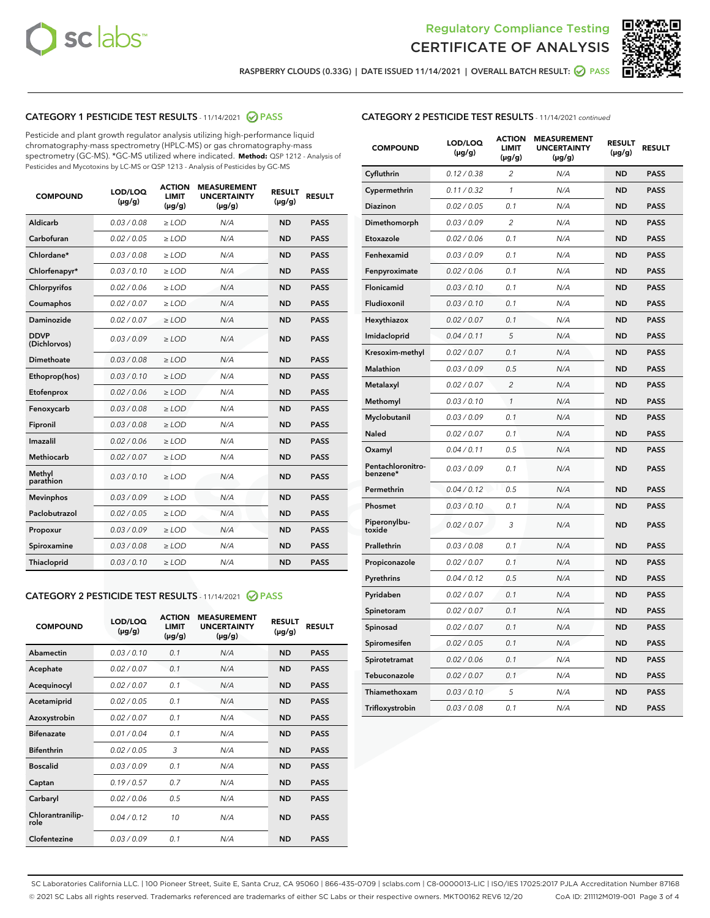# Regulatory Compliance Testing
## CERTIFICATE OF ANALYSIS

RASPBERRY CLOUDS (0.33G) | DATE ISSUED 11/14/2021 | OVERALL BATCH RESULT: PASS

### CATEGORY 1 PESTICIDE TEST RESULTS - 11/14/2021 PASS

Pesticide and plant growth regulator analysis utilizing high-performance liquid chromatography-mass spectrometry (HPLC-MS) or gas chromatography-mass spectrometry (GC-MS). *GC-MS utilized where indicated. **Method:** QSP 1212 - Analysis of Pesticides and Mycotoxins by LC-MS or QSP 1213 - Analysis of Pesticides by GC-MS

| COMPOUND | LOD/LOQ (µg/g) | ACTION LIMIT (µg/g) | MEASUREMENT UNCERTAINTY (µg/g) | RESULT (µg/g) | RESULT |
|---|---|---|---|---|---|
| Aldicarb | 0.03 / 0.08 | ≥ LOD | N/A | ND | PASS |
| Carbofuran | 0.02 / 0.05 | ≥ LOD | N/A | ND | PASS |
| Chlordane* | 0.03 / 0.08 | ≥ LOD | N/A | ND | PASS |
| Chlorfenapyr* | 0.03 / 0.10 | ≥ LOD | N/A | ND | PASS |
| Chlorpyrifos | 0.02 / 0.06 | ≥ LOD | N/A | ND | PASS |
| Coumaphos | 0.02 / 0.07 | ≥ LOD | N/A | ND | PASS |
| Daminozide | 0.02 / 0.07 | ≥ LOD | N/A | ND | PASS |
| DDVP (Dichlorvos) | 0.03 / 0.09 | ≥ LOD | N/A | ND | PASS |
| Dimethoate | 0.03 / 0.08 | ≥ LOD | N/A | ND | PASS |
| Ethoprop(hos) | 0.03 / 0.10 | ≥ LOD | N/A | ND | PASS |
| Etofenprox | 0.02 / 0.06 | ≥ LOD | N/A | ND | PASS |
| Fenoxycarb | 0.03 / 0.08 | ≥ LOD | N/A | ND | PASS |
| Fipronil | 0.03 / 0.08 | ≥ LOD | N/A | ND | PASS |
| Imazalil | 0.02 / 0.06 | ≥ LOD | N/A | ND | PASS |
| Methiocarb | 0.02 / 0.07 | ≥ LOD | N/A | ND | PASS |
| Methyl parathion | 0.03 / 0.10 | ≥ LOD | N/A | ND | PASS |
| Mevinphos | 0.03 / 0.09 | ≥ LOD | N/A | ND | PASS |
| Paclobutrazol | 0.02 / 0.05 | ≥ LOD | N/A | ND | PASS |
| Propoxur | 0.03 / 0.09 | ≥ LOD | N/A | ND | PASS |
| Spiroxamine | 0.03 / 0.08 | ≥ LOD | N/A | ND | PASS |
| Thiacloprid | 0.03 / 0.10 | ≥ LOD | N/A | ND | PASS |

### CATEGORY 2 PESTICIDE TEST RESULTS - 11/14/2021 PASS

| COMPOUND | LOD/LOQ (µg/g) | ACTION LIMIT (µg/g) | MEASUREMENT UNCERTAINTY (µg/g) | RESULT (µg/g) | RESULT |
|---|---|---|---|---|---|
| Abamectin | 0.03 / 0.10 | 0.1 | N/A | ND | PASS |
| Acephate | 0.02 / 0.07 | 0.1 | N/A | ND | PASS |
| Acequinocyl | 0.02 / 0.07 | 0.1 | N/A | ND | PASS |
| Acetamiprid | 0.02 / 0.05 | 0.1 | N/A | ND | PASS |
| Azoxystrobin | 0.02 / 0.07 | 0.1 | N/A | ND | PASS |
| Bifenazate | 0.01 / 0.04 | 0.1 | N/A | ND | PASS |
| Bifenthrin | 0.02 / 0.05 | 3 | N/A | ND | PASS |
| Boscalid | 0.03 / 0.09 | 0.1 | N/A | ND | PASS |
| Captan | 0.19 / 0.57 | 0.7 | N/A | ND | PASS |
| Carbaryl | 0.02 / 0.06 | 0.5 | N/A | ND | PASS |
| Chlorantraniliprole | 0.04 / 0.12 | 10 | N/A | ND | PASS |
| Clofentezine | 0.03 / 0.09 | 0.1 | N/A | ND | PASS |
| Cyfluthrin | 0.12 / 0.38 | 2 | N/A | ND | PASS |
| Cypermethrin | 0.11 / 0.32 | 1 | N/A | ND | PASS |
| Diazinon | 0.02 / 0.05 | 0.1 | N/A | ND | PASS |
| Dimethomorph | 0.03 / 0.09 | 2 | N/A | ND | PASS |
| Etoxazole | 0.02 / 0.06 | 0.1 | N/A | ND | PASS |
| Fenhexamid | 0.03 / 0.09 | 0.1 | N/A | ND | PASS |
| Fenpyroximate | 0.02 / 0.06 | 0.1 | N/A | ND | PASS |
| Flonicamid | 0.03 / 0.10 | 0.1 | N/A | ND | PASS |
| Fludioxonil | 0.03 / 0.10 | 0.1 | N/A | ND | PASS |
| Hexythiazox | 0.02 / 0.07 | 0.1 | N/A | ND | PASS |
| Imidacloprid | 0.04 / 0.11 | 5 | N/A | ND | PASS |
| Kresoxim-methyl | 0.02 / 0.07 | 0.1 | N/A | ND | PASS |
| Malathion | 0.03 / 0.09 | 0.5 | N/A | ND | PASS |
| Metalaxyl | 0.02 / 0.07 | 2 | N/A | ND | PASS |
| Methomyl | 0.03 / 0.10 | 1 | N/A | ND | PASS |
| Myclobutanil | 0.03 / 0.09 | 0.1 | N/A | ND | PASS |
| Naled | 0.02 / 0.07 | 0.1 | N/A | ND | PASS |
| Oxamyl | 0.04 / 0.11 | 0.5 | N/A | ND | PASS |
| Pentachloronitrobenzene* | 0.03 / 0.09 | 0.1 | N/A | ND | PASS |
| Permethrin | 0.04 / 0.12 | 0.5 | N/A | ND | PASS |
| Phosmet | 0.03 / 0.10 | 0.1 | N/A | ND | PASS |
| Piperonylbutoxide | 0.02 / 0.07 | 3 | N/A | ND | PASS |
| Prallethrin | 0.03 / 0.08 | 0.1 | N/A | ND | PASS |
| Propiconazole | 0.02 / 0.07 | 0.1 | N/A | ND | PASS |
| Pyrethrins | 0.04 / 0.12 | 0.5 | N/A | ND | PASS |
| Pyridaben | 0.02 / 0.07 | 0.1 | N/A | ND | PASS |
| Spinetoram | 0.02 / 0.07 | 0.1 | N/A | ND | PASS |
| Spinosad | 0.02 / 0.07 | 0.1 | N/A | ND | PASS |
| Spiromesifen | 0.02 / 0.05 | 0.1 | N/A | ND | PASS |
| Spirotetramat | 0.02 / 0.06 | 0.1 | N/A | ND | PASS |
| Tebuconazole | 0.02 / 0.07 | 0.1 | N/A | ND | PASS |
| Thiamethoxam | 0.03 / 0.10 | 5 | N/A | ND | PASS |
| Trifloxystrobin | 0.03 / 0.08 | 0.1 | N/A | ND | PASS |

SC Laboratories California LLC. | 100 Pioneer Street, Suite E, Santa Cruz, CA 95060 | 866-435-0709 | sclabs.com | C8-0000013-LIC | ISO/IES 17025:2017 PJLA Accreditation Number 87168
© 2021 SC Labs all rights reserved. Trademarks referenced are trademarks of either SC Labs or their respective owners. MKT00162 REV6 12/20 CoA ID: 211112M019-001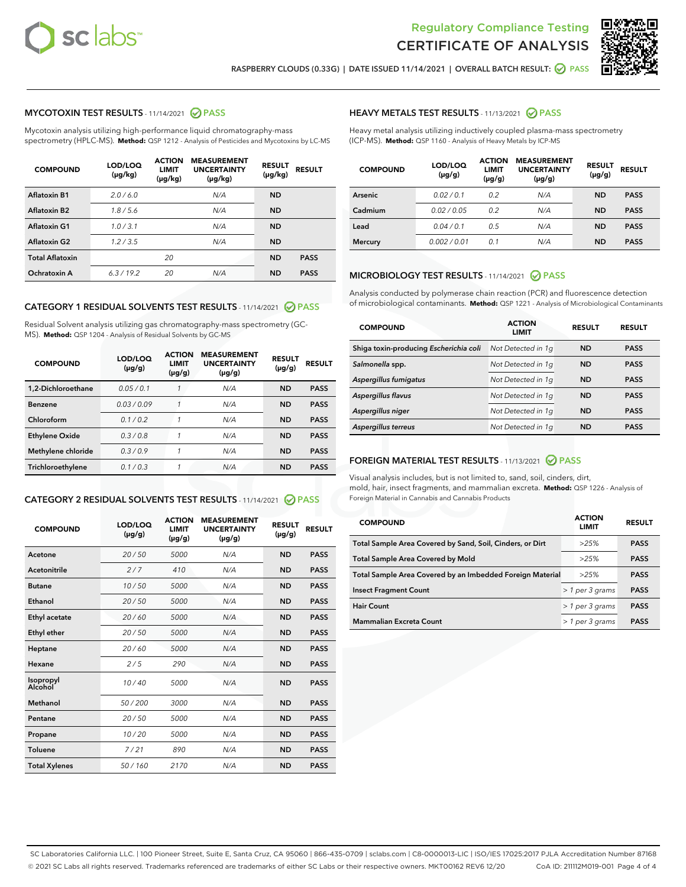Regulatory Compliance Testing
# CERTIFICATE OF ANALYSIS

RASPBERRY CLOUDS (0.33G) | DATE ISSUED 11/14/2021 | OVERALL BATCH RESULT: PASS

## MYCOTOXIN TEST RESULTS - 11/14/2021 PASS

Mycotoxin analysis utilizing high-performance liquid chromatography-mass spectrometry (HPLC-MS). **Method:** QSP 1212 - Analysis of Pesticides and Mycotoxins by LC-MS

| COMPOUND | LOD/LOQ (µg/kg) | ACTION LIMIT (µg/kg) | MEASUREMENT UNCERTAINTY (µg/kg) | RESULT (µg/kg) | RESULT |
|---|---|---|---|---|---|
| Aflatoxin B1 | 2.0 / 6.0 | | N/A | ND | |
| Aflatoxin B2 | 1.8 / 5.6 | | N/A | ND | |
| Aflatoxin G1 | 1.0 / 3.1 | | N/A | ND | |
| Aflatoxin G2 | 1.2 / 3.5 | | N/A | ND | |
| Total Aflatoxin | | 20 | | ND | PASS |
| Ochratoxin A | 6.3 / 19.2 | 20 | N/A | ND | PASS |

## CATEGORY 1 RESIDUAL SOLVENTS TEST RESULTS - 11/14/2021 PASS

Residual Solvent analysis utilizing gas chromatography-mass spectrometry (GC-MS). **Method:** QSP 1204 - Analysis of Residual Solvents by GC-MS

| COMPOUND | LOD/LOQ (µg/g) | ACTION LIMIT (µg/g) | MEASUREMENT UNCERTAINTY (µg/g) | RESULT (µg/g) | RESULT |
|---|---|---|---|---|---|
| 1,2-Dichloroethane | 0.05 / 0.1 | 1 | N/A | ND | PASS |
| Benzene | 0.03 / 0.09 | 1 | N/A | ND | PASS |
| Chloroform | 0.1 / 0.2 | 1 | N/A | ND | PASS |
| Ethylene Oxide | 0.3 / 0.8 | 1 | N/A | ND | PASS |
| Methylene chloride | 0.3 / 0.9 | 1 | N/A | ND | PASS |
| Trichloroethylene | 0.1 / 0.3 | 1 | N/A | ND | PASS |

## CATEGORY 2 RESIDUAL SOLVENTS TEST RESULTS - 11/14/2021 PASS

| COMPOUND | LOD/LOQ (µg/g) | ACTION LIMIT (µg/g) | MEASUREMENT UNCERTAINTY (µg/g) | RESULT (µg/g) | RESULT |
|---|---|---|---|---|---|
| Acetone | 20 / 50 | 5000 | N/A | ND | PASS |
| Acetonitrile | 2 / 7 | 410 | N/A | ND | PASS |
| Butane | 10 / 50 | 5000 | N/A | ND | PASS |
| Ethanol | 20 / 50 | 5000 | N/A | ND | PASS |
| Ethyl acetate | 20 / 60 | 5000 | N/A | ND | PASS |
| Ethyl ether | 20 / 50 | 5000 | N/A | ND | PASS |
| Heptane | 20 / 60 | 5000 | N/A | ND | PASS |
| Hexane | 2 / 5 | 290 | N/A | ND | PASS |
| Isopropyl Alcohol | 10 / 40 | 5000 | N/A | ND | PASS |
| Methanol | 50 / 200 | 3000 | N/A | ND | PASS |
| Pentane | 20 / 50 | 5000 | N/A | ND | PASS |
| Propane | 10 / 20 | 5000 | N/A | ND | PASS |
| Toluene | 7 / 21 | 890 | N/A | ND | PASS |
| Total Xylenes | 50 / 160 | 2170 | N/A | ND | PASS |

## HEAVY METALS TEST RESULTS - 11/13/2021 PASS

Heavy metal analysis utilizing inductively coupled plasma-mass spectrometry (ICP-MS). **Method:** QSP 1160 - Analysis of Heavy Metals by ICP-MS

| COMPOUND | LOD/LOQ (µg/g) | ACTION LIMIT (µg/g) | MEASUREMENT UNCERTAINTY (µg/g) | RESULT (µg/g) | RESULT |
|---|---|---|---|---|---|
| Arsenic | 0.02 / 0.1 | 0.2 | N/A | ND | PASS |
| Cadmium | 0.02 / 0.05 | 0.2 | N/A | ND | PASS |
| Lead | 0.04 / 0.1 | 0.5 | N/A | ND | PASS |
| Mercury | 0.002 / 0.01 | 0.1 | N/A | ND | PASS |

## MICROBIOLOGY TEST RESULTS - 11/14/2021 PASS

Analysis conducted by polymerase chain reaction (PCR) and fluorescence detection of microbiological contaminants. **Method:** QSP 1221 - Analysis of Microbiological Contaminants

| COMPOUND | ACTION LIMIT | RESULT | RESULT |
|---|---|---|---|
| Shiga toxin-producing *Escherichia coli* | Not Detected in 1g | ND | PASS |
| *Salmonella* spp. | Not Detected in 1g | ND | PASS |
| *Aspergillus fumigatus* | Not Detected in 1g | ND | PASS |
| *Aspergillus flavus* | Not Detected in 1g | ND | PASS |
| *Aspergillus niger* | Not Detected in 1g | ND | PASS |
| *Aspergillus terreus* | Not Detected in 1g | ND | PASS |

## FOREIGN MATERIAL TEST RESULTS - 11/13/2021 PASS

Visual analysis includes, but is not limited to, sand, soil, cinders, dirt, mold, hair, insect fragments, and mammalian excreta. **Method:** QSP 1226 - Analysis of Foreign Material in Cannabis and Cannabis Products

| COMPOUND | ACTION LIMIT | RESULT |
|---|---|---|
| Total Sample Area Covered by Sand, Soil, Cinders, or Dirt | >25% | PASS |
| Total Sample Area Covered by Mold | >25% | PASS |
| Total Sample Area Covered by an Imbedded Foreign Material | >25% | PASS |
| Insect Fragment Count | > 1 per 3 grams | PASS |
| Hair Count | > 1 per 3 grams | PASS |
| Mammalian Excreta Count | > 1 per 3 grams | PASS |

SC Laboratories California LLC. | 100 Pioneer Street, Suite E, Santa Cruz, CA 95060 | 866-435-0709 | sclabs.com | C8-0000013-LIC | ISO/IES 17025:2017 PJLA Accreditation Number 87168
© 2021 SC Labs all rights reserved. Trademarks referenced are trademarks of either SC Labs or their respective owners. MKT00162 REV6 12/20 CoA ID: 211112M019-001